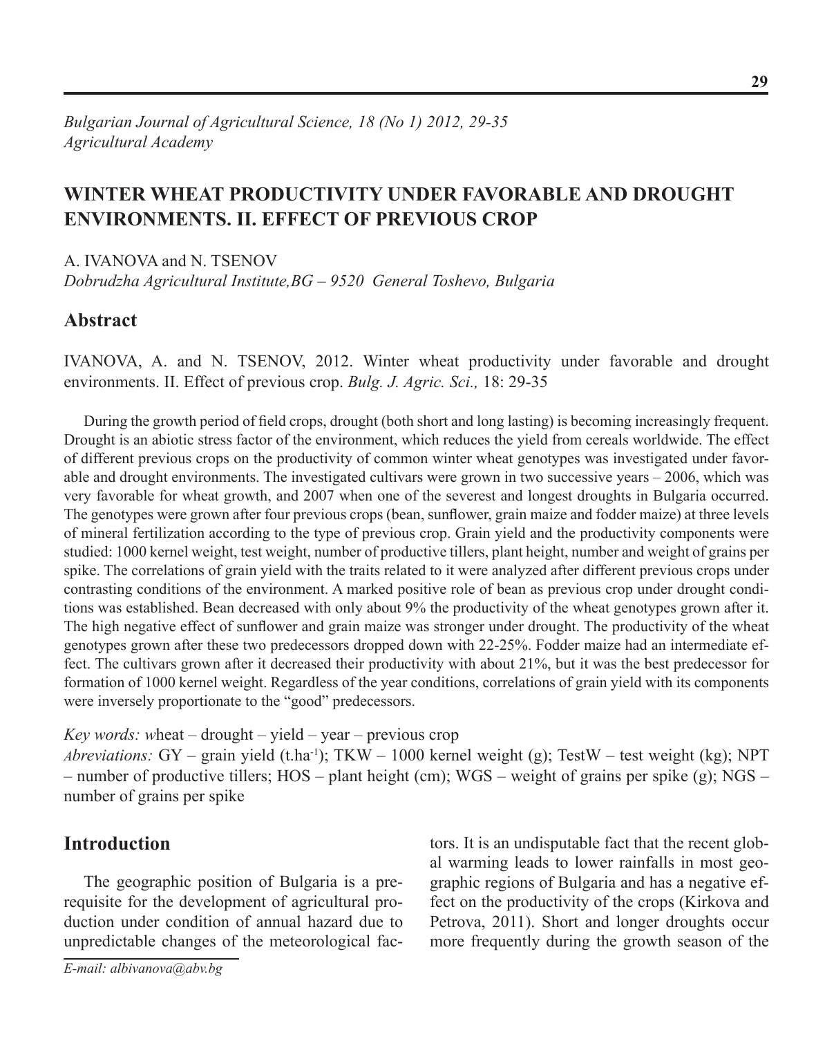*Bulgarian Journal of Agricultural Science, 18 (No 1) 2012, 29-35*
*Agricultural Academy*

# WINTER WHEAT PRODUCTIVITY UNDER FAVORABLE AND DROUGHT ENVIRONMENTS. II. EFFECT OF PREVIOUS CROP

A. IVANOVA and N. TSENOV
*Dobrudzha Agricultural Institute,BG – 9520 General Toshevo, Bulgaria*

## Abstract

IVANOVA, A. and N. TSENOV, 2012. Winter wheat productivity under favorable and drought environments. II. Effect of previous crop. *Bulg. J. Agric. Sci.,* 18: 29-35

During the growth period of field crops, drought (both short and long lasting) is becoming increasingly frequent. Drought is an abiotic stress factor of the environment, which reduces the yield from cereals worldwide. The effect of different previous crops on the productivity of common winter wheat genotypes was investigated under favorable and drought environments. The investigated cultivars were grown in two successive years – 2006, which was very favorable for wheat growth, and 2007 when one of the severest and longest droughts in Bulgaria occurred. The genotypes were grown after four previous crops (bean, sunflower, grain maize and fodder maize) at three levels of mineral fertilization according to the type of previous crop. Grain yield and the productivity components were studied: 1000 kernel weight, test weight, number of productive tillers, plant height, number and weight of grains per spike. The correlations of grain yield with the traits related to it were analyzed after different previous crops under contrasting conditions of the environment. A marked positive role of bean as previous crop under drought conditions was established. Bean decreased with only about 9% the productivity of the wheat genotypes grown after it. The high negative effect of sunflower and grain maize was stronger under drought. The productivity of the wheat genotypes grown after these two predecessors dropped down with 22-25%. Fodder maize had an intermediate effect. The cultivars grown after it decreased their productivity with about 21%, but it was the best predecessor for formation of 1000 kernel weight. Regardless of the year conditions, correlations of grain yield with its components were inversely proportionate to the "good" predecessors.

*Key words: w*heat – drought – yield – year – previous crop
*Abreviations:* GY – grain yield (t.ha$^{-1}$); TKW – 1000 kernel weight (g); TestW – test weight (kg); NPT – number of productive tillers; HOS – plant height (cm); WGS – weight of grains per spike (g); NGS – number of grains per spike

## Introduction

The geographic position of Bulgaria is a prerequisite for the development of agricultural production under condition of annual hazard due to unpredictable changes of the meteorological factors. It is an undisputable fact that the recent global warming leads to lower rainfalls in most geographic regions of Bulgaria and has a negative effect on the productivity of the crops (Kirkova and Petrova, 2011). Short and longer droughts occur more frequently during the growth season of the

*E-mail: albivanova@abv.bg*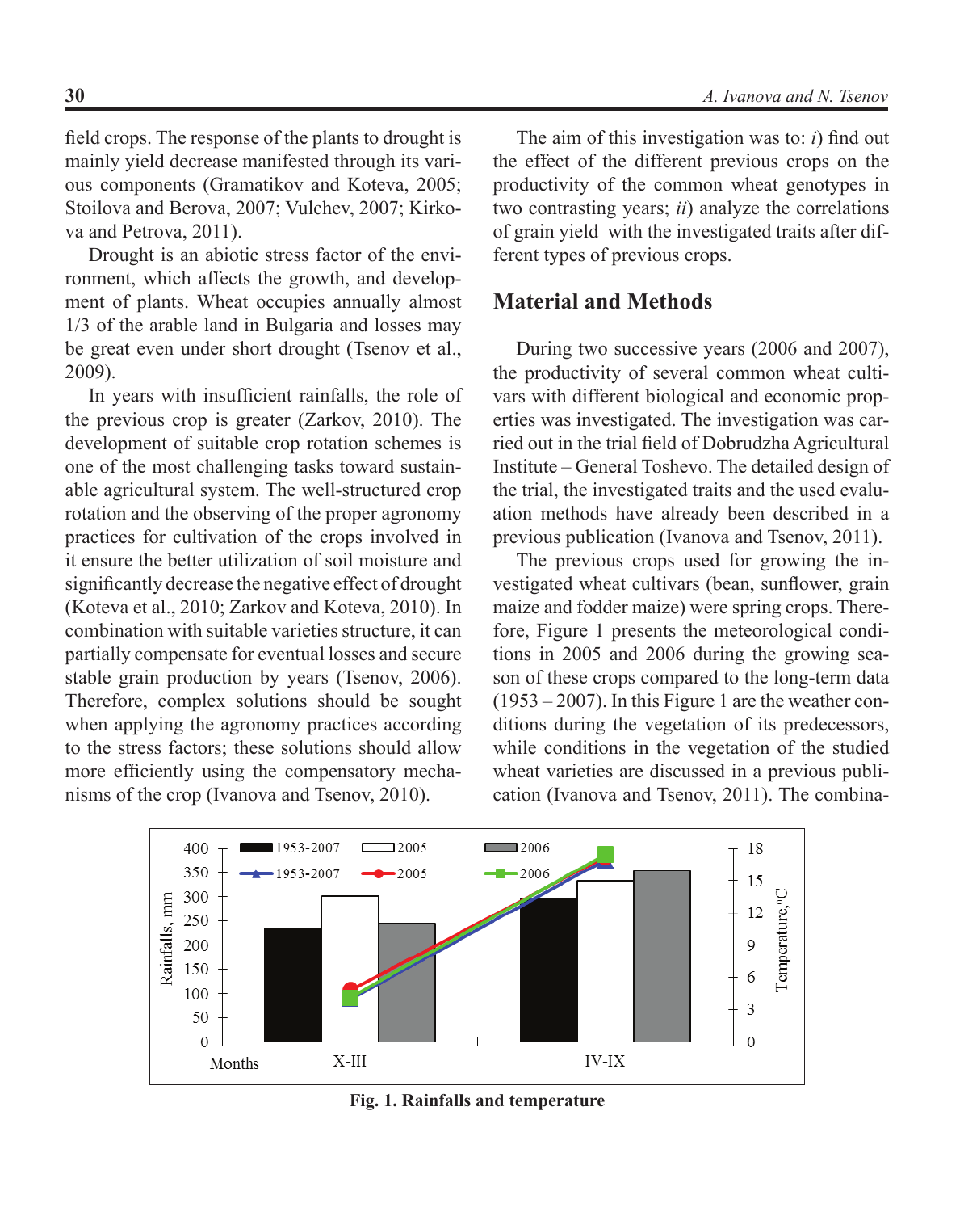field crops. The response of the plants to drought is mainly yield decrease manifested through its various components (Gramatikov and Koteva, 2005; Stoilova and Berova, 2007; Vulchev, 2007; Kirkova and Petrova, 2011).

Drought is an abiotic stress factor of the environment, which affects the growth, and development of plants. Wheat occupies annually almost 1/3 of the arable land in Bulgaria and losses may be great even under short drought (Tsenov et al., 2009).

In years with insufficient rainfalls, the role of the previous crop is greater (Zarkov, 2010). The development of suitable crop rotation schemes is one of the most challenging tasks toward sustainable agricultural system. The well-structured crop rotation and the observing of the proper agronomy practices for cultivation of the crops involved in it ensure the better utilization of soil moisture and significantly decrease the negative effect of drought (Koteva et al., 2010; Zarkov and Koteva, 2010). In combination with suitable varieties structure, it can partially compensate for eventual losses and secure stable grain production by years (Tsenov, 2006). Therefore, complex solutions should be sought when applying the agronomy practices according to the stress factors; these solutions should allow more efficiently using the compensatory mechanisms of the crop (Ivanova and Tsenov, 2010).

The aim of this investigation was to: *i*) find out the effect of the different previous crops on the productivity of the common wheat genotypes in two contrasting years; *ii*) analyze the correlations of grain yield with the investigated traits after different types of previous crops.

## Material and Methods

During two successive years (2006 and 2007), the productivity of several common wheat cultivars with different biological and economic properties was investigated. The investigation was carried out in the trial field of Dobrudzha Agricultural Institute – General Toshevo. The detailed design of the trial, the investigated traits and the used evaluation methods have already been described in a previous publication (Ivanova and Tsenov, 2011).

The previous crops used for growing the investigated wheat cultivars (bean, sunflower, grain maize and fodder maize) were spring crops. Therefore, Figure 1 presents the meteorological conditions in 2005 and 2006 during the growing season of these crops compared to the long-term data (1953 – 2007). In this Figure 1 are the weather conditions during the vegetation of its predecessors, while conditions in the vegetation of the studied wheat varieties are discussed in a previous publication (Ivanova and Tsenov, 2011). The combina-

1953-2007
2005
2006
1953-2007
2005
2006

Rainfalls, mm
400
350
300
250
200
150
100
50
0

Temperature, °C
18
15
12
9
6
3
0

Months
X-III
IV-IX

**Fig. 1. Rainfalls and temperature**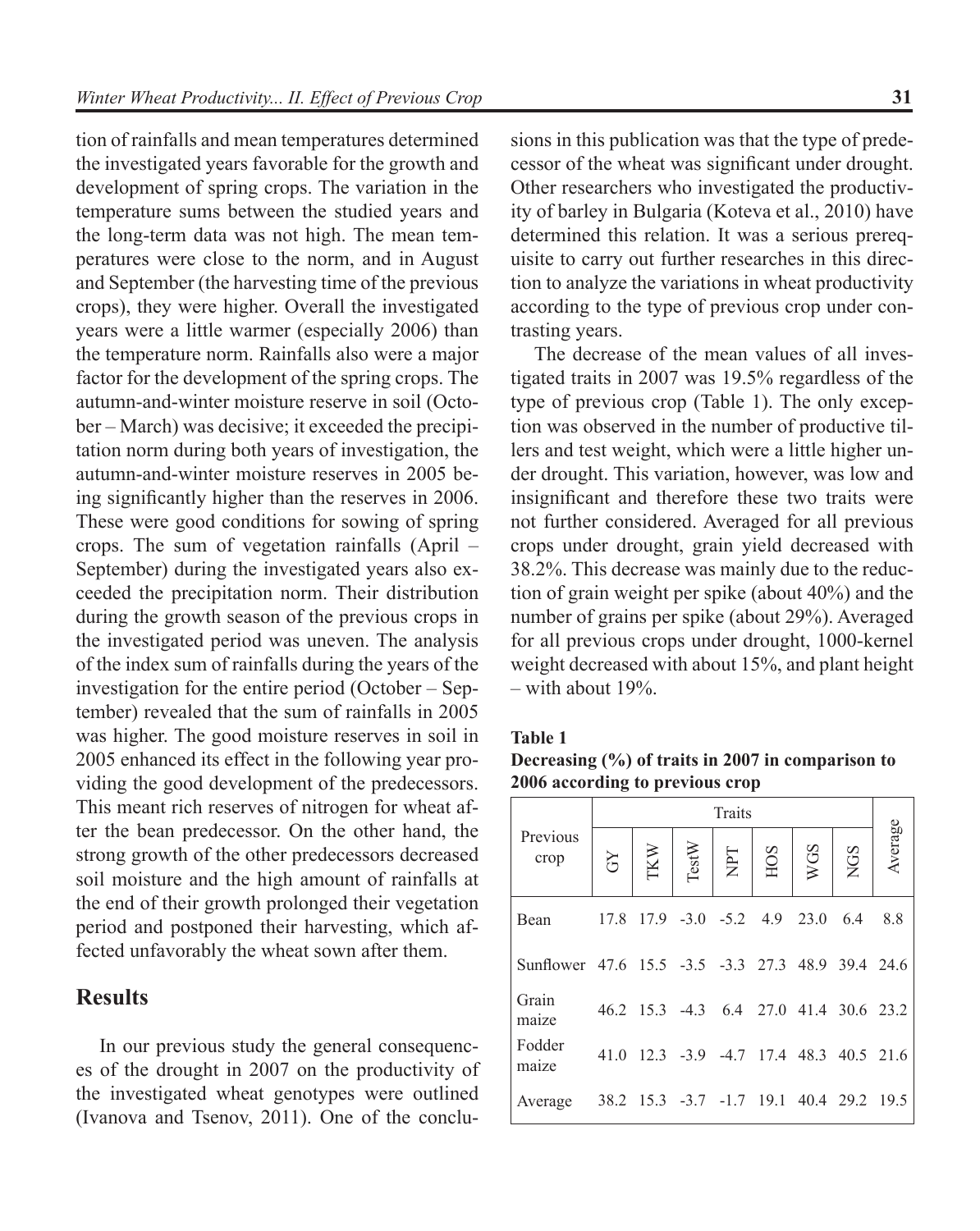tion of rainfalls and mean temperatures determined the investigated years favorable for the growth and development of spring crops. The variation in the temperature sums between the studied years and the long-term data was not high. The mean temperatures were close to the norm, and in August and September (the harvesting time of the previous crops), they were higher. Overall the investigated years were a little warmer (especially 2006) than the temperature norm. Rainfalls also were a major factor for the development of the spring crops. The autumn-and-winter moisture reserve in soil (October – March) was decisive; it exceeded the precipitation norm during both years of investigation, the autumn-and-winter moisture reserves in 2005 being significantly higher than the reserves in 2006. These were good conditions for sowing of spring crops. The sum of vegetation rainfalls (April – September) during the investigated years also exceeded the precipitation norm. Their distribution during the growth season of the previous crops in the investigated period was uneven. The analysis of the index sum of rainfalls during the years of the investigation for the entire period (October – September) revealed that the sum of rainfalls in 2005 was higher. The good moisture reserves in soil in 2005 enhanced its effect in the following year providing the good development of the predecessors. This meant rich reserves of nitrogen for wheat after the bean predecessor. On the other hand, the strong growth of the other predecessors decreased soil moisture and the high amount of rainfalls at the end of their growth prolonged their vegetation period and postponed their harvesting, which affected unfavorably the wheat sown after them.

## Results

In our previous study the general consequences of the drought in 2007 on the productivity of the investigated wheat genotypes were outlined (Ivanova and Tsenov, 2011). One of the conclusions in this publication was that the type of predecessor of the wheat was significant under drought. Other researchers who investigated the productivity of barley in Bulgaria (Koteva et al., 2010) have determined this relation. It was a serious prerequisite to carry out further researches in this direction to analyze the variations in wheat productivity according to the type of previous crop under contrasting years.

The decrease of the mean values of all investigated traits in 2007 was 19.5% regardless of the type of previous crop (Table 1). The only exception was observed in the number of productive tillers and test weight, which were a little higher under drought. This variation, however, was low and insignificant and therefore these two traits were not further considered. Averaged for all previous crops under drought, grain yield decreased with 38.2%. This decrease was mainly due to the reduction of grain weight per spike (about 40%) and the number of grains per spike (about 29%). Averaged for all previous crops under drought, 1000-kernel weight decreased with about 15%, and plant height – with about 19%.

**Table 1**
**Decreasing (%) of traits in 2007 in comparison to 2006 according to previous crop**

| Previous crop | Traits | | | | | | | Average |
|---|---|---|---|---|---|---|---|---|
| | GY | TKW | TestW | NPT | HOS | WGS | NGS | |
| Bean | 17.8 | 17.9 | -3.0 | -5.2 | 4.9 | 23.0 | 6.4 | 8.8 |
| Sunflower | 47.6 | 15.5 | -3.5 | -3.3 | 27.3 | 48.9 | 39.4 | 24.6 |
| Grain maize | 46.2 | 15.3 | -4.3 | 6.4 | 27.0 | 41.4 | 30.6 | 23.2 |
| Fodder maize | 41.0 | 12.3 | -3.9 | -4.7 | 17.4 | 48.3 | 40.5 | 21.6 |
| Average | 38.2 | 15.3 | -3.7 | -1.7 | 19.1 | 40.4 | 29.2 | 19.5 |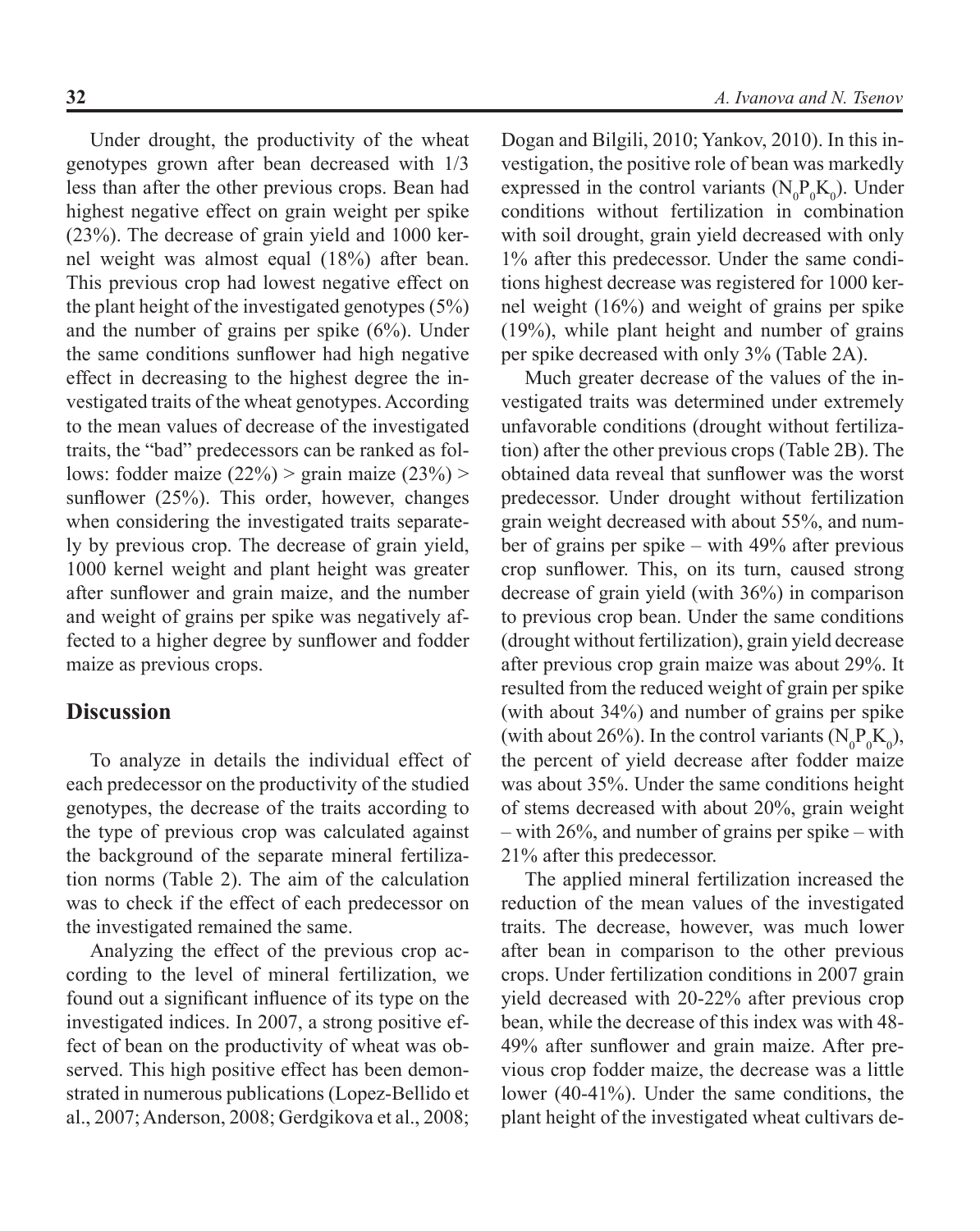Under drought, the productivity of the wheat genotypes grown after bean decreased with 1/3 less than after the other previous crops. Bean had highest negative effect on grain weight per spike (23%). The decrease of grain yield and 1000 kernel weight was almost equal (18%) after bean. This previous crop had lowest negative effect on the plant height of the investigated genotypes (5%) and the number of grains per spike (6%). Under the same conditions sunflower had high negative effect in decreasing to the highest degree the investigated traits of the wheat genotypes. According to the mean values of decrease of the investigated traits, the "bad" predecessors can be ranked as follows: fodder maize (22%) > grain maize (23%) > sunflower (25%). This order, however, changes when considering the investigated traits separately by previous crop. The decrease of grain yield, 1000 kernel weight and plant height was greater after sunflower and grain maize, and the number and weight of grains per spike was negatively affected to a higher degree by sunflower and fodder maize as previous crops.

## Discussion

To analyze in details the individual effect of each predecessor on the productivity of the studied genotypes, the decrease of the traits according to the type of previous crop was calculated against the background of the separate mineral fertilization norms (Table 2). The aim of the calculation was to check if the effect of each predecessor on the investigated remained the same.

Analyzing the effect of the previous crop according to the level of mineral fertilization, we found out a significant influence of its type on the investigated indices. In 2007, a strong positive effect of bean on the productivity of wheat was observed. This high positive effect has been demonstrated in numerous publications (Lopez-Bellido et al., 2007; Anderson, 2008; Gerdgikova et al., 2008; Dogan and Bilgili, 2010; Yankov, 2010). In this investigation, the positive role of bean was markedly expressed in the control variants ($N_0P_0K_0$). Under conditions without fertilization in combination with soil drought, grain yield decreased with only 1% after this predecessor. Under the same conditions highest decrease was registered for 1000 kernel weight (16%) and weight of grains per spike (19%), while plant height and number of grains per spike decreased with only 3% (Table 2A).

Much greater decrease of the values of the investigated traits was determined under extremely unfavorable conditions (drought without fertilization) after the other previous crops (Table 2B). The obtained data reveal that sunflower was the worst predecessor. Under drought without fertilization grain weight decreased with about 55%, and number of grains per spike – with 49% after previous crop sunflower. This, on its turn, caused strong decrease of grain yield (with 36%) in comparison to previous crop bean. Under the same conditions (drought without fertilization), grain yield decrease after previous crop grain maize was about 29%. It resulted from the reduced weight of grain per spike (with about 34%) and number of grains per spike (with about 26%). In the control variants ($N_0P_0K_0$), the percent of yield decrease after fodder maize was about 35%. Under the same conditions height of stems decreased with about 20%, grain weight – with 26%, and number of grains per spike – with 21% after this predecessor.

The applied mineral fertilization increased the reduction of the mean values of the investigated traits. The decrease, however, was much lower after bean in comparison to the other previous crops. Under fertilization conditions in 2007 grain yield decreased with 20-22% after previous crop bean, while the decrease of this index was with 48-49% after sunflower and grain maize. After previous crop fodder maize, the decrease was a little lower (40-41%). Under the same conditions, the plant height of the investigated wheat cultivars de-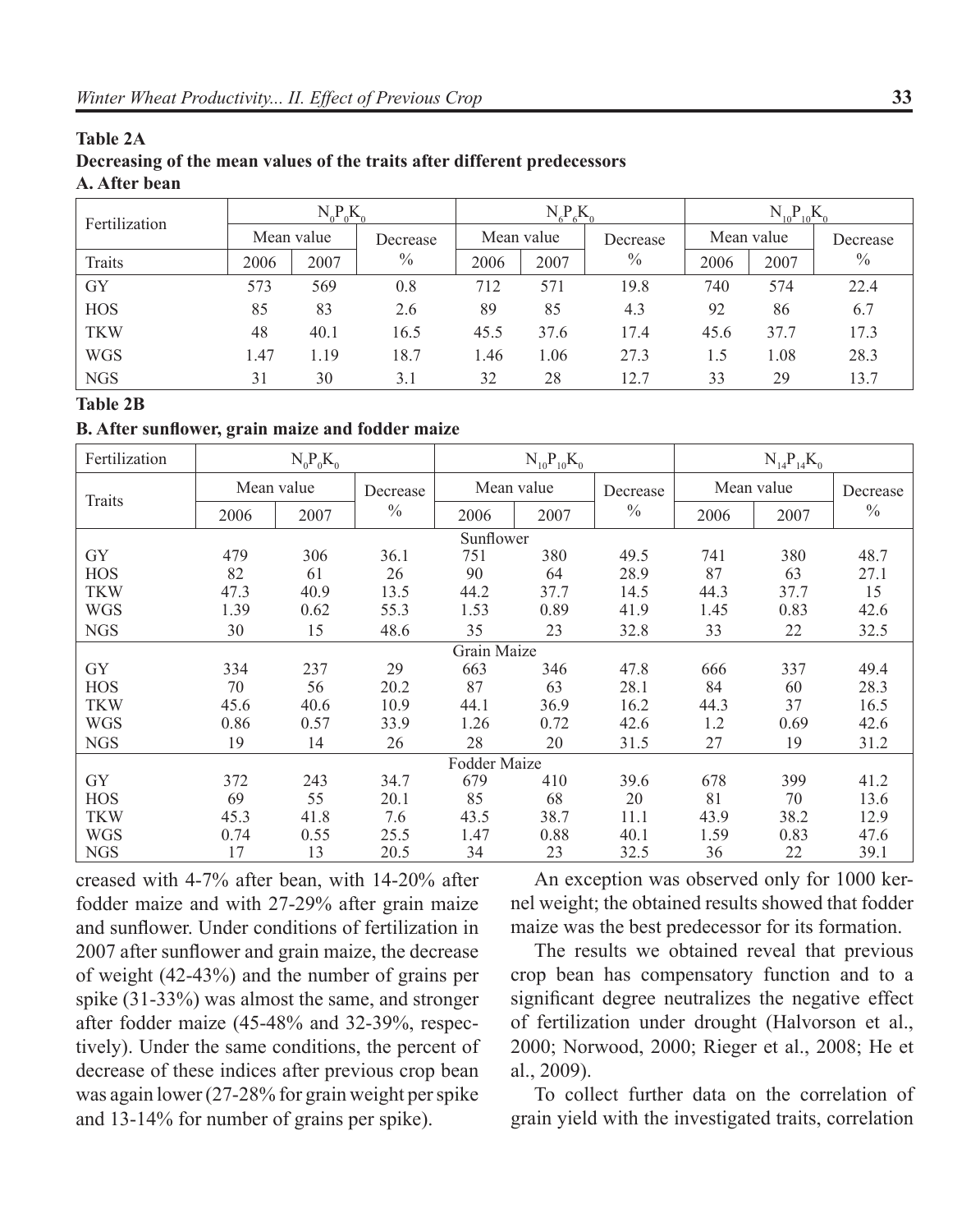**Table 2A**

**Decreasing of the mean values of the traits after different predecessors**

**A. After bean**

| Fertilization | $N_0P_0K_0$ | | | $N_6P_6K_0$ | | | $N_{10}P_{10}K_0$ | | |
|---|---|---|---|---|---|---|---|---|---|
| | Mean value | | Decrease | Mean value | | Decrease | Mean value | | Decrease |
| Traits | 2006 | 2007 | % | 2006 | 2007 | % | 2006 | 2007 | % |
| GY | 573 | 569 | 0.8 | 712 | 571 | 19.8 | 740 | 574 | 22.4 |
| HOS | 85 | 83 | 2.6 | 89 | 85 | 4.3 | 92 | 86 | 6.7 |
| TKW | 48 | 40.1 | 16.5 | 45.5 | 37.6 | 17.4 | 45.6 | 37.7 | 17.3 |
| WGS | 1.47 | 1.19 | 18.7 | 1.46 | 1.06 | 27.3 | 1.5 | 1.08 | 28.3 |
| NGS | 31 | 30 | 3.1 | 32 | 28 | 12.7 | 33 | 29 | 13.7 |

**Table 2B**

**B. After sunflower, grain maize and fodder maize**

| Fertilization | $N_0P_0K_0$ | | | $N_{10}P_{10}K_0$ | | | $N_{14}P_{14}K_0$ | | |
|---|---|---|---|---|---|---|---|---|---|
| Traits | Mean value | | Decrease | Mean value | | Decrease | Mean value | | Decrease |
| | 2006 | 2007 | % | 2006 | 2007 | % | 2006 | 2007 | % |
| | | | | Sunflower | | | | | |
| GY | 479 | 306 | 36.1 | 751 | 380 | 49.5 | 741 | 380 | 48.7 |
| HOS | 82 | 61 | 26 | 90 | 64 | 28.9 | 87 | 63 | 27.1 |
| TKW | 47.3 | 40.9 | 13.5 | 44.2 | 37.7 | 14.5 | 44.3 | 37.7 | 15 |
| WGS | 1.39 | 0.62 | 55.3 | 1.53 | 0.89 | 41.9 | 1.45 | 0.83 | 42.6 |
| NGS | 30 | 15 | 48.6 | 35 | 23 | 32.8 | 33 | 22 | 32.5 |
| | | | | Grain Maize | | | | | |
| GY | 334 | 237 | 29 | 663 | 346 | 47.8 | 666 | 337 | 49.4 |
| HOS | 70 | 56 | 20.2 | 87 | 63 | 28.1 | 84 | 60 | 28.3 |
| TKW | 45.6 | 40.6 | 10.9 | 44.1 | 36.9 | 16.2 | 44.3 | 37 | 16.5 |
| WGS | 0.86 | 0.57 | 33.9 | 1.26 | 0.72 | 42.6 | 1.2 | 0.69 | 42.6 |
| NGS | 19 | 14 | 26 | 28 | 20 | 31.5 | 27 | 19 | 31.2 |
| | | | | Fodder Maize | | | | | |
| GY | 372 | 243 | 34.7 | 679 | 410 | 39.6 | 678 | 399 | 41.2 |
| HOS | 69 | 55 | 20.1 | 85 | 68 | 20 | 81 | 70 | 13.6 |
| TKW | 45.3 | 41.8 | 7.6 | 43.5 | 38.7 | 11.1 | 43.9 | 38.2 | 12.9 |
| WGS | 0.74 | 0.55 | 25.5 | 1.47 | 0.88 | 40.1 | 1.59 | 0.83 | 47.6 |
| NGS | 17 | 13 | 20.5 | 34 | 23 | 32.5 | 36 | 22 | 39.1 |

creased with 4-7% after bean, with 14-20% after fodder maize and with 27-29% after grain maize and sunflower. Under conditions of fertilization in 2007 after sunflower and grain maize, the decrease of weight (42-43%) and the number of grains per spike (31-33%) was almost the same, and stronger after fodder maize (45-48% and 32-39%, respectively). Under the same conditions, the percent of decrease of these indices after previous crop bean was again lower (27-28% for grain weight per spike and 13-14% for number of grains per spike).

An exception was observed only for 1000 kernel weight; the obtained results showed that fodder maize was the best predecessor for its formation.

The results we obtained reveal that previous crop bean has compensatory function and to a significant degree neutralizes the negative effect of fertilization under drought (Halvorson et al., 2000; Norwood, 2000; Rieger et al., 2008; He et al., 2009).

To collect further data on the correlation of grain yield with the investigated traits, correlation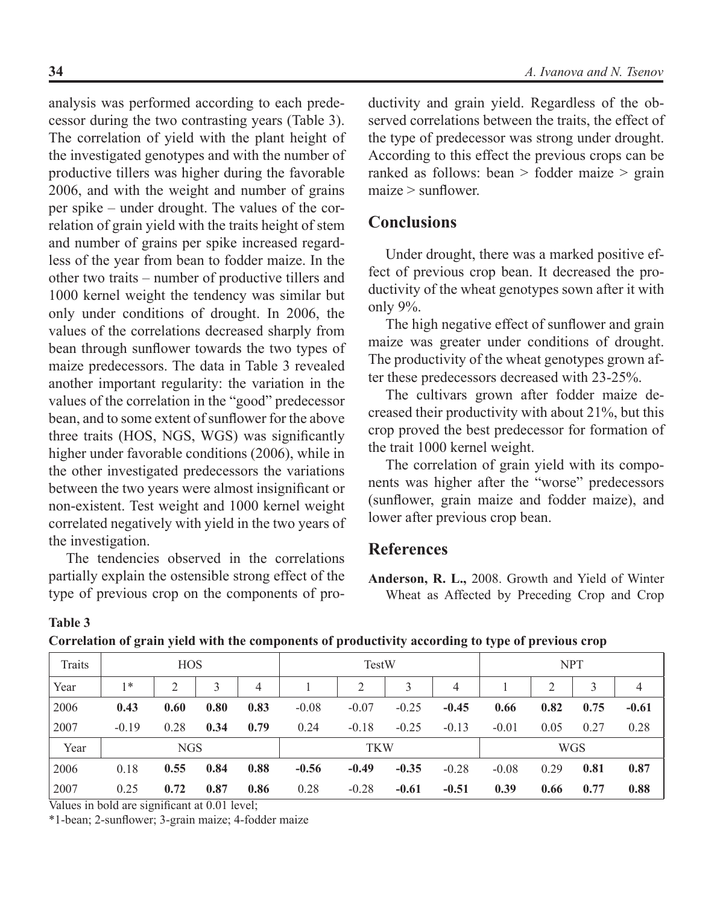analysis was performed according to each predecessor during the two contrasting years (Table 3). The correlation of yield with the plant height of the investigated genotypes and with the number of productive tillers was higher during the favorable 2006, and with the weight and number of grains per spike – under drought. The values of the correlation of grain yield with the traits height of stem and number of grains per spike increased regardless of the year from bean to fodder maize. In the other two traits – number of productive tillers and 1000 kernel weight the tendency was similar but only under conditions of drought. In 2006, the values of the correlations decreased sharply from bean through sunflower towards the two types of maize predecessors. The data in Table 3 revealed another important regularity: the variation in the values of the correlation in the "good" predecessor bean, and to some extent of sunflower for the above three traits (HOS, NGS, WGS) was significantly higher under favorable conditions (2006), while in the other investigated predecessors the variations between the two years were almost insignificant or non-existent. Test weight and 1000 kernel weight correlated negatively with yield in the two years of the investigation.

The tendencies observed in the correlations partially explain the ostensible strong effect of the type of previous crop on the components of productivity and grain yield. Regardless of the observed correlations between the traits, the effect of the type of predecessor was strong under drought. According to this effect the previous crops can be ranked as follows: bean > fodder maize > grain maize > sunflower.

## Conclusions

Under drought, there was a marked positive effect of previous crop bean. It decreased the productivity of the wheat genotypes sown after it with only 9%.

The high negative effect of sunflower and grain maize was greater under conditions of drought. The productivity of the wheat genotypes grown after these predecessors decreased with 23-25%.

The cultivars grown after fodder maize decreased their productivity with about 21%, but this crop proved the best predecessor for formation of the trait 1000 kernel weight.

The correlation of grain yield with its components was higher after the "worse" predecessors (sunflower, grain maize and fodder maize), and lower after previous crop bean.

## References

**Anderson, R. L.,** 2008. Growth and Yield of Winter Wheat as Affected by Preceding Crop and Crop

**Table 3**

**Correlation of grain yield with the components of productivity according to type of previous crop**

| Traits | HOS | | | | TestW | | | | NPT | | | |
|---|---|---|---|---|---|---|---|---|---|---|---|---|
| Year | 1* | 2 | 3 | 4 | 1 | 2 | 3 | 4 | 1 | 2 | 3 | 4 |
| 2006 | **0.43** | **0.60** | **0.80** | **0.83** | -0.08 | -0.07 | -0.25 | **-0.45** | **0.66** | **0.82** | **0.75** | **-0.61** |
| 2007 | -0.19 | 0.28 | **0.34** | **0.79** | 0.24 | -0.18 | -0.25 | -0.13 | -0.01 | 0.05 | 0.27 | 0.28 |
| Year | NGS | | | | TKW | | | | WGS | | | |
| 2006 | 0.18 | **0.55** | **0.84** | **0.88** | **-0.56** | **-0.49** | **-0.35** | -0.28 | -0.08 | 0.29 | **0.81** | **0.87** |
| 2007 | 0.25 | **0.72** | **0.87** | **0.86** | 0.28 | -0.28 | **-0.61** | **-0.51** | **0.39** | **0.66** | **0.77** | **0.88** |

Values in bold are significant at 0.01 level;

*1-bean; 2-sunflower; 3-grain maize; 4-fodder maize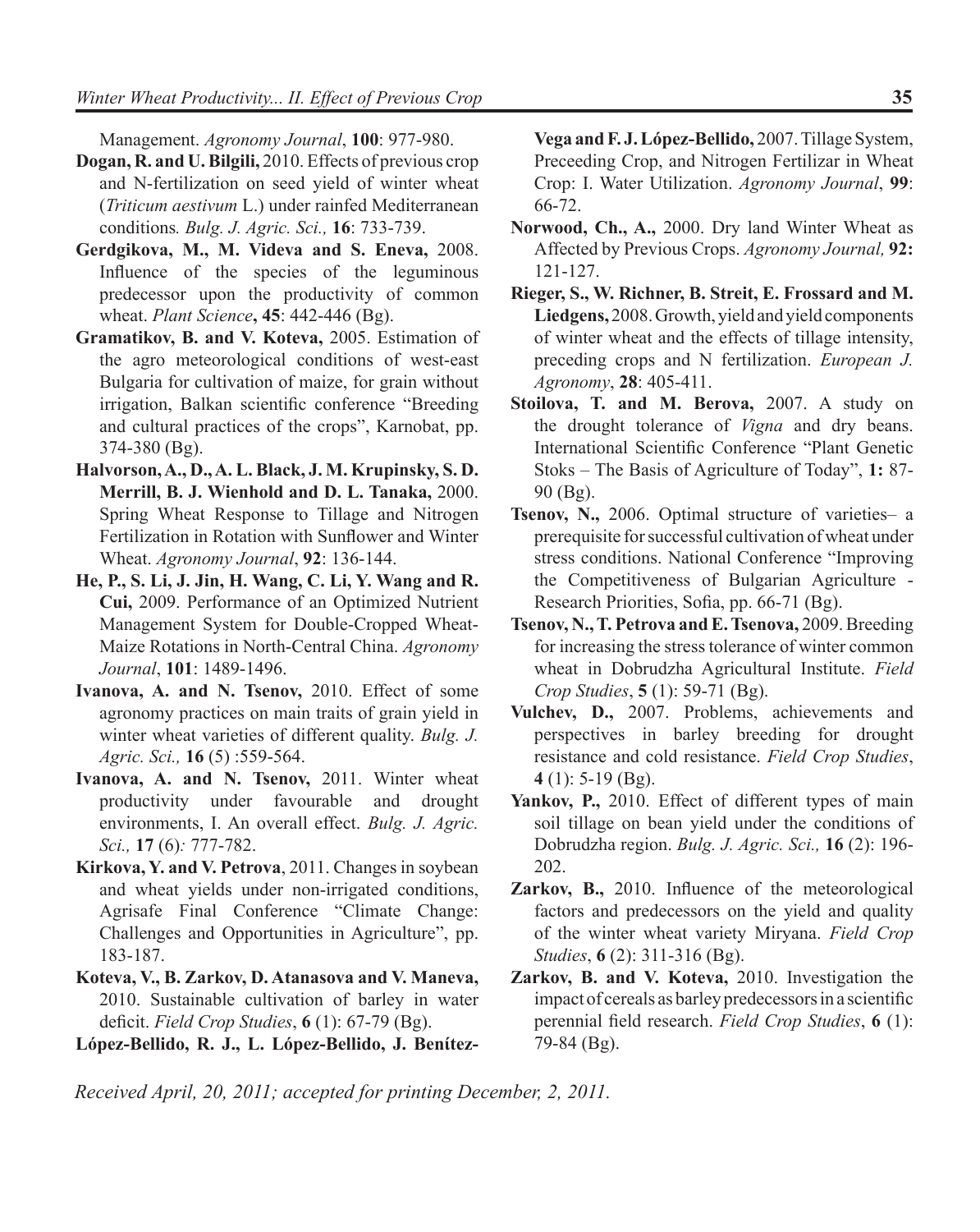Management. *Agronomy Journal*, **100**: 977-980.

**Dogan, R. and U. Bilgili,** 2010. Effects of previous crop and N-fertilization on seed yield of winter wheat (*Triticum aestivum* L.) under rainfed Mediterranean conditions*. Bulg. J. Agric. Sci.,* **16**: 733-739.

**Gerdgikova, M., M. Videva and S. Eneva,** 2008. Influence of the species of the leguminous predecessor upon the productivity of common wheat. *Plant Science***, 45**: 442-446 (Bg).

**Gramatikov, B. and V. Koteva,** 2005. Estimation of the agro meteorological conditions of west-east Bulgaria for cultivation of maize, for grain without irrigation, Balkan scientific conference "Breeding and cultural practices of the crops", Karnobat, pp. 374-380 (Bg).

**Halvorson, A., D., A. L. Black, J. M. Krupinsky, S. D. Merrill, B. J. Wienhold and D. L. Tanaka,** 2000. Spring Wheat Response to Tillage and Nitrogen Fertilization in Rotation with Sunflower and Winter Wheat. *Agronomy Journal*, **92**: 136-144.

**He, P., S. Li, J. Jin, H. Wang, C. Li, Y. Wang and R. Cui,** 2009. Performance of an Optimized Nutrient Management System for Double-Cropped Wheat-Maize Rotations in North-Central China. *Agronomy Journal*, **101**: 1489-1496.

**Ivanova, A. and N. Tsenov,** 2010. Effect of some agronomy practices on main traits of grain yield in winter wheat varieties of different quality. *Bulg. J. Agric. Sci.,* **16** (5) :559-564.

**Ivanova, A. and N. Tsenov,** 2011. Winter wheat productivity under favourable and drought environments, I. An overall effect. *Bulg. J. Agric. Sci.,* **17** (6)*:* 777-782.

**Kirkova, Y. and V. Petrova**, 2011. Changes in soybean and wheat yields under non-irrigated conditions, Agrisafe Final Conference "Climate Change: Challenges and Opportunities in Agriculture", pp. 183-187.

**Koteva, V., B. Zarkov, D. Atanasova and V. Maneva,** 2010. Sustainable cultivation of barley in water deficit. *Field Crop Studies*, **6** (1): 67-79 (Bg).

**López-Bellido, R. J., L. López-Bellido, J. Benítez-Vega and F. J. López-Bellido,** 2007. Tillage System, Preceeding Crop, and Nitrogen Fertilizar in Wheat Crop: I. Water Utilization. *Agronomy Journal*, **99**: 66-72.

**Norwood, Ch., A.,** 2000. Dry land Winter Wheat as Affected by Previous Crops. *Agronomy Journal,* **92:** 121-127.

**Rieger, S., W. Richner, B. Streit, E. Frossard and M. Liedgens,** 2008. Growth, yield and yield components of winter wheat and the effects of tillage intensity, preceding crops and N fertilization. *European J. Agronomy*, **28**: 405-411.

**Stoilova, T. and M. Berova,** 2007. A study on the drought tolerance of *Vigna* and dry beans. International Scientific Conference "Plant Genetic Stoks – The Basis of Agriculture of Today", **1:** 87-90 (Bg).

**Tsenov, N.,** 2006. Optimal structure of varieties– a prerequisite for successful cultivation of wheat under stress conditions. National Conference "Improving the Competitiveness of Bulgarian Agriculture - Research Priorities, Sofia, pp. 66-71 (Bg).

**Tsenov, N., T. Petrova and E. Tsenova,** 2009. Breeding for increasing the stress tolerance of winter common wheat in Dobrudzha Agricultural Institute. *Field Crop Studies*, **5** (1): 59-71 (Bg).

**Vulchev, D.,** 2007. Problems, achievements and perspectives in barley breeding for drought resistance and cold resistance. *Field Crop Studies*, **4** (1): 5-19 (Bg).

**Yankov, P.,** 2010. Effect of different types of main soil tillage on bean yield under the conditions of Dobrudzha region. *Bulg. J. Agric. Sci.,* **16** (2): 196-202.

**Zarkov, B.,** 2010. Influence of the meteorological factors and predecessors on the yield and quality of the winter wheat variety Miryana. *Field Crop Studies*, **6** (2): 311-316 (Bg).

**Zarkov, B. and V. Koteva,** 2010. Investigation the impact of cereals as barley predecessors in a scientific perennial field research. *Field Crop Studies*, **6** (1): 79-84 (Bg).

*Received April, 20, 2011; accepted for printing December, 2, 2011.*